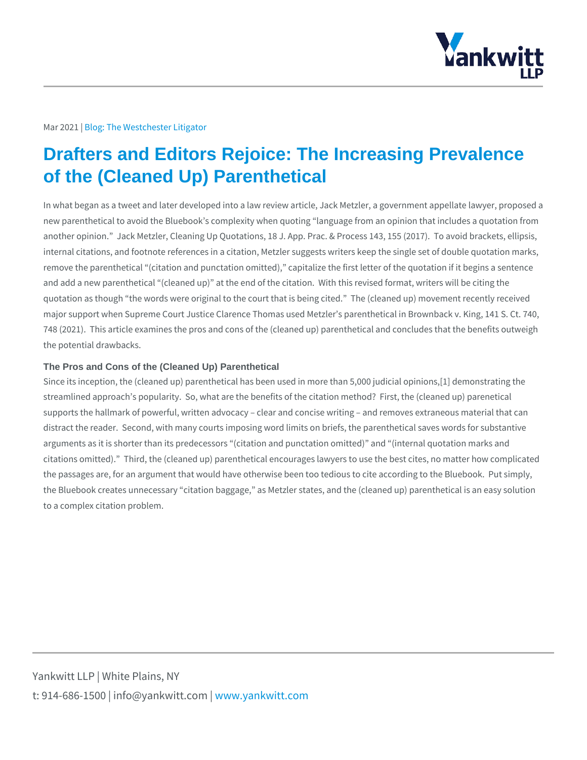Mar 2021 | Blog: The Westchester Litigator

# Drafters and Editors Rejoice: The Increasing Prevalence of the (Cleaned Up) Parenthetical

In what began as a tweet and later developed into a law review article, Jack Metzler, a government appellate lawyer, proposed a new parenthetical to avoid the Bluebook's complexity when quoting "language from an opinion that includes a quotation from another opinion." Jack Metzler, Cleaning Up Quotations, 18 J. App. Prac. & Process 143, 155 (2017). To avoid brackets, ellipsis, internal citations, and footnote references in a citation, Metzler suggests writers keep the single set of double quotation marks, remove the parenthetical "(citation and punctation omitted)," capitalize the first letter of the quotation if it begins a sentence and add a new parenthetical "(cleaned up)" at the end of the citation. With this revised format, writers will be citing the quotation as though "the words were original to the court that is being cited." The (cleaned up) movement recently received major support when Supreme Court Justice Clarence Thomas used Metzler's parenthetical in Brownback v. King, 141 S. Ct. 740, 748 (2021). This article examines the pros and cons of the (cleaned up) parenthetical and concludes that the benefits outweigh the potential drawbacks.

### The Pros and Cons of the (Cleaned Up) Parenthetical

Since its inception, the (cleaned up) parenthetical has been used in more than 5,000 judicial opinions,[1] demonstrating the streamlined approach's popularity. So, what are the benefits of the citation method? First, the (cleaned up) parenetical supports the hallmark of powerful, written advocacy – clear and concise writing – and removes extraneous material that can distract the reader. Second, with many courts imposing word limits on briefs, the parenthetical saves words for substantive arguments as it is shorter than its predecessors "(citation and punctation omitted)" and "(internal quotation marks and citations omitted)." Third, the (cleaned up) parenthetical encourages lawyers to use the best cites, no matter how complicated the passages are, for an argument that would have otherwise been too tedious to cite according to the Bluebook. Put simply, the Bluebook creates unnecessary "citation baggage," as Metzler states, and the (cleaned up) parenthetical is an easy solution to a complex citation problem.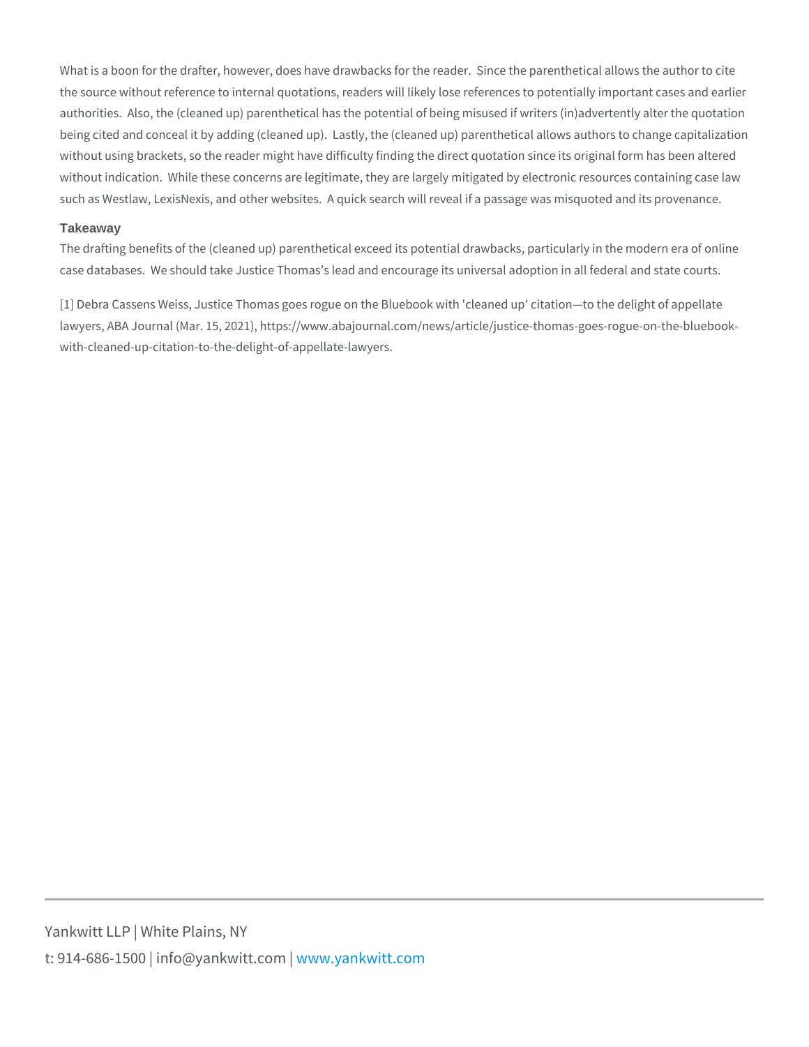What is a boon for the drafter, however, does have drawbacks for the reader. Since the parenthetical allows the author to cite the source without reference to internal quotations, readers will likely lose references to potentially important cases and earlier authorities. Also, the (cleaned up) parenthetical has the potential of being misused if writers (in)advertently alter the quotation being cited and conceal it by adding (cleaned up). Lastly, the (cleaned up) parenthetical allows authors to change capitalization without using brackets, so the reader might have difficulty finding the direct quotation since its original form has been altered without indication. While these concerns are legitimate, they are largely mitigated by electronic resources containing case law such as Westlaw, LexisNexis, and other websites. A quick search will reveal if a passage was misquoted and its provenance.

### Takeaway

The drafting benefits of the (cleaned up) parenthetical exceed its potential drawbacks, particularly in the modern era of online case databases. We should take Justice Thomas's lead and encourage its universal adoption in all federal and state courts.

[1] Debra Cassens Weiss, Justice Thomas goes rogue on the Bluebook with 'cleaned up' citation—to the delight of appellate lawyers, ABA Journal (Mar. 15, 2021), https://www.abajournal.com/news/article/justice-thomas-goes-rogue-on-the-bluebook-with-cleaned-up-citation-to-the-delight-of-appellate-lawyers.

Yankwitt LLP | White Plains, NY

t: 914-686-1500 | info@yankwitt.com | www.yankwitt.com